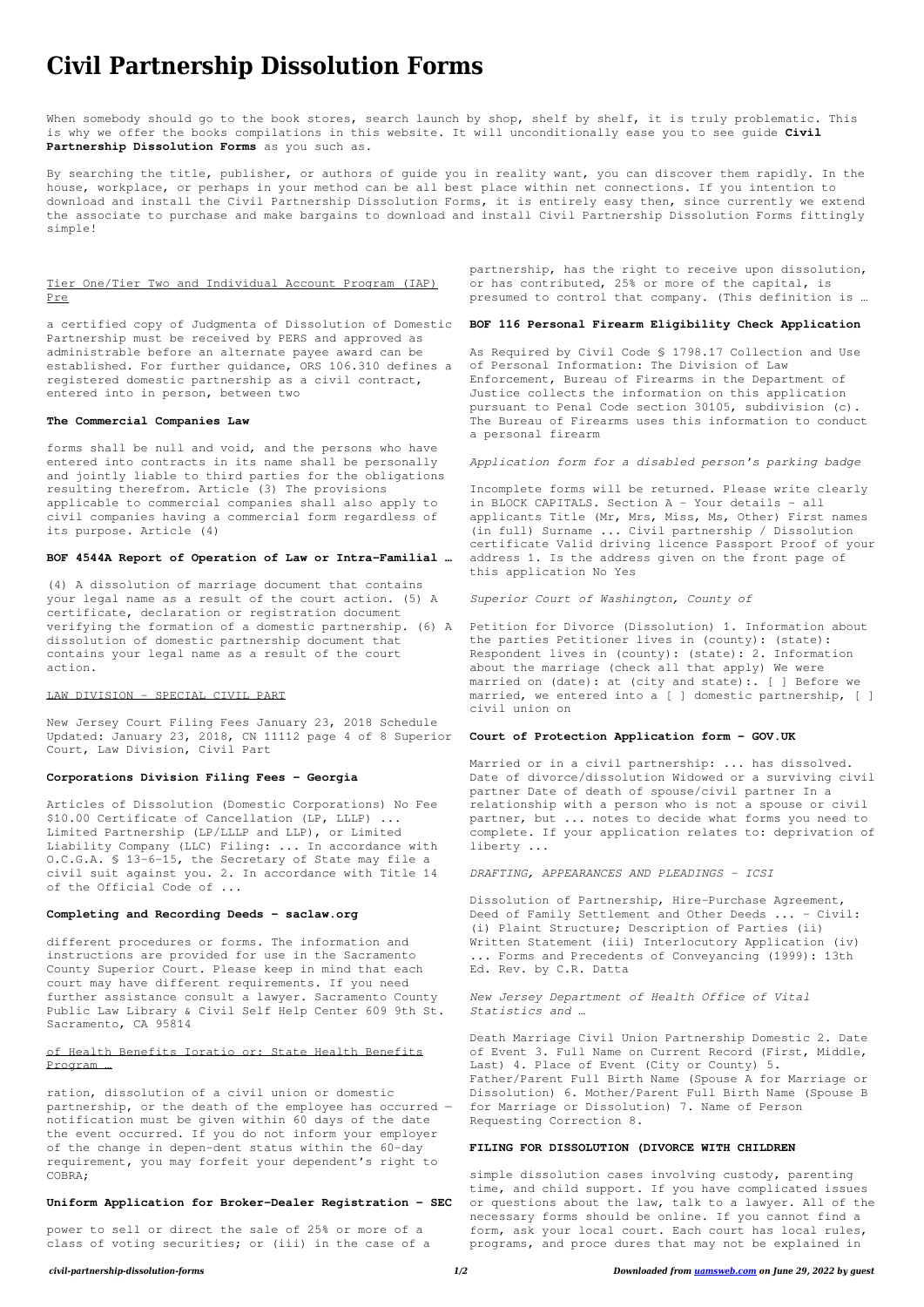# Civil Partnership Dissolution Forms

When somebody should go to the book stores, search launch by shop, shelf by shelf, it is truly problematic. This is why we offer the books compilations in this website. It will unconditionally ease you to see guide **Civil Partnership Dissolution Forms** as you such as.

By searching the title, publisher, or authors of guide you in reality want, you can discover them rapidly. In the house, workplace, or perhaps in your method can be all best place within net connections. If you intention to download and install the Civil Partnership Dissolution Forms, it is entirely easy then, since currently we extend the associate to purchase and make bargains to download and install Civil Partnership Dissolution Forms fittingly simple!

Tier One/Tier Two and Individual Account Program (IAP) Pre

a certified copy of Judgmenta of Dissolution of Domestic Partnership must be received by PERS and approved as administrable before an alternate payee award can be established. For further guidance, ORS 106.310 defines a registered domestic partnership as a civil contract, entered into in person, between two

**The Commercial Companies Law**

forms shall be null and void, and the persons who have entered into contracts in its name shall be personally and jointly liable to third parties for the obligations resulting therefrom. Article (3) The provisions applicable to commercial companies shall also apply to civil companies having a commercial form regardless of its purpose. Article (4)

**BOF 4544A Report of Operation of Law or Intra-Familial …**

(4) A dissolution of marriage document that contains your legal name as a result of the court action. (5) A certificate, declaration or registration document verifying the formation of a domestic partnership. (6) A dissolution of domestic partnership document that contains your legal name as a result of the court action.

LAW DIVISION - SPECIAL CIVIL PART

New Jersey Court Filing Fees January 23, 2018 Schedule Updated: January 23, 2018, CN 11112 page 4 of 8 Superior Court, Law Division, Civil Part

**Corporations Division Filing Fees - Georgia**

Articles of Dissolution (Domestic Corporations) No Fee $10.00 Certificate of Cancellation (LP, LLLP) ... Limited Partnership (LP/LLLP and LLP), or Limited Liability Company (LLC) Filing: ... In accordance with O.C.G.A. § 13-6-15, the Secretary of State may file a civil suit against you. 2. In accordance with Title 14 of the Official Code of ...

**Completing and Recording Deeds - saclaw.org**

different procedures or forms. The information and instructions are provided for use in the Sacramento County Superior Court. Please keep in mind that each court may have different requirements. If you need further assistance consult a lawyer. Sacramento County Public Law Library & Civil Self Help Center 609 9th St. Sacramento, CA 95814

of Health Benefits Ioratio or: State Health Benefits Program …

ration, dissolution of a civil union or domestic partnership, or the death of the employee has occurred — notification must be given within 60 days of the date the event occurred. If you do not inform your employer of the change in depen-dent status within the 60-day requirement, you may forfeit your dependent's right to COBRA;

**Uniform Application for Broker-Dealer Registration - SEC**

power to sell or direct the sale of 25% or more of a class of voting securities; or (iii) in the case of a partnership, has the right to receive upon dissolution, or has contributed, 25% or more of the capital, is presumed to control that company. (This definition is …

**BOF 116 Personal Firearm Eligibility Check Application**

As Required by Civil Code § 1798.17 Collection and Use of Personal Information: The Division of Law Enforcement, Bureau of Firearms in the Department of Justice collects the information on this application pursuant to Penal Code section 30105, subdivision (c). The Bureau of Firearms uses this information to conduct a personal firearm

*Application form for a disabled person's parking badge*

Incomplete forms will be returned. Please write clearly in BLOCK CAPITALS. Section A – Your details – all applicants Title (Mr, Mrs, Miss, Ms, Other) First names (in full) Surname ... Civil partnership / Dissolution certificate Valid driving licence Passport Proof of your address 1. Is the address given on the front page of this application No Yes

*Superior Court of Washington, County of*

Petition for Divorce (Dissolution) 1. Information about the parties Petitioner lives in (county): (state): Respondent lives in (county): (state): 2. Information about the marriage (check all that apply) We were married on (date): at (city and state):. [ ] Before we married, we entered into a [ ] domestic partnership, [ ] civil union on

**Court of Protection Application form - GOV.UK**

Married or in a civil partnership: ... has dissolved. Date of divorce/dissolution Widowed or a surviving civil partner Date of death of spouse/civil partner In a relationship with a person who is not a spouse or civil partner, but ... notes to decide what forms you need to complete. If your application relates to: deprivation of liberty ...

*DRAFTING, APPEARANCES AND PLEADINGS - ICSI*

Dissolution of Partnership, Hire-Purchase Agreement, Deed of Family Settlement and Other Deeds ... - Civil: (i) Plaint Structure; Description of Parties (ii) Written Statement (iii) Interlocutory Application (iv) ... Forms and Precedents of Conveyancing (1999): 13th Ed. Rev. by C.R. Datta

*New Jersey Department of Health Office of Vital Statistics and …*

Death Marriage Civil Union Partnership Domestic 2. Date of Event 3. Full Name on Current Record (First, Middle, Last) 4. Place of Event (City or County) 5. Father/Parent Full Birth Name (Spouse A for Marriage or Dissolution) 6. Mother/Parent Full Birth Name (Spouse B for Marriage or Dissolution) 7. Name of Person Requesting Correction 8.

**FILING FOR DISSOLUTION (DIVORCE WITH CHILDREN**

simple dissolution cases involving custody, parenting time, and child support. If you have complicated issues or questions about the law, talk to a lawyer. All of the necessary forms should be online. If you cannot find a form, ask your local court. Each court has local rules, programs, and proce dures that may not be explained in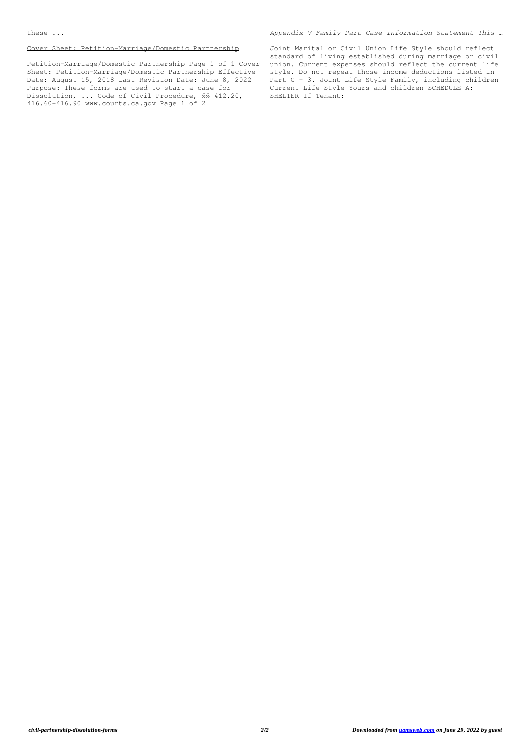these ...

Cover Sheet: Petition-Marriage/Domestic Partnership

Petition-Marriage/Domestic Partnership Page 1 of 1 Cover Sheet: Petition-Marriage/Domestic Partnership Effective Date: August 15, 2018 Last Revision Date: June 8, 2022 Purpose: These forms are used to start a case for Dissolution, ... Code of Civil Procedure, §§ 412.20, 416.60-416.90 www.courts.ca.gov Page 1 of 2

*Appendix V Family Part Case Information Statement This …*

Joint Marital or Civil Union Life Style should reflect standard of living established during marriage or civil union. Current expenses should reflect the current life style. Do not repeat those income deductions listed in Part C - 3. Joint Life Style Family, including children Current Life Style Yours and children SCHEDULE A: SHELTER If Tenant: